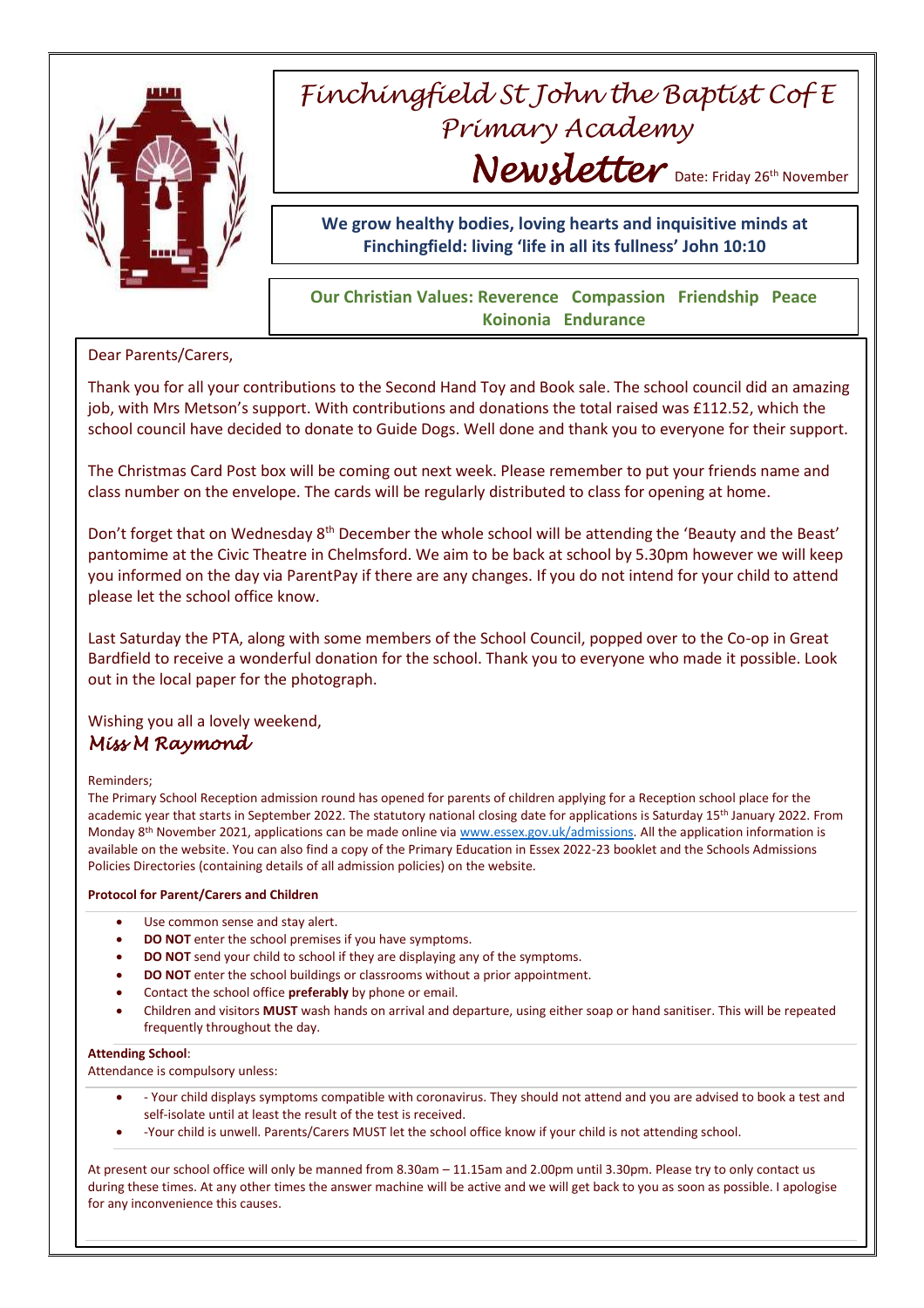# Finchingfield St John the Baptist C of E Primary Academy

## Newsletter

Date: Friday 26th November

**We grow healthy bodies, loving hearts and inquisitive minds at Finchingfield: living 'life in all its fullness' John 10:10**

**Our Christian Values: Reverence Compassion Friendship Peace Koinonia Endurance**

Dear Parents/Carers,

Thank you for all your contributions to the Second Hand Toy and Book sale. The school council did an amazing job, with Mrs Metson's support. With contributions and donations the total raised was £112.52, which the school council have decided to donate to Guide Dogs. Well done and thank you to everyone for their support.

The Christmas Card Post box will be coming out next week. Please remember to put your friends name and class number on the envelope. The cards will be regularly distributed to class for opening at home.

Don't forget that on Wednesday 8th December the whole school will be attending the 'Beauty and the Beast' pantomime at the Civic Theatre in Chelmsford. We aim to be back at school by 5.30pm however we will keep you informed on the day via ParentPay if there are any changes. If you do not intend for your child to attend please let the school office know.

Last Saturday the PTA, along with some members of the School Council, popped over to the Co-op in Great Bardfield to receive a wonderful donation for the school. Thank you to everyone who made it possible. Look out in the local paper for the photograph.

Wishing you all a lovely weekend,

*Miss M Raymond*

Reminders;

The Primary School Reception admission round has opened for parents of children applying for a Reception school place for the academic year that starts in September 2022. The statutory national closing date for applications is Saturday 15th January 2022. From Monday 8th November 2021, applications can be made online via www.essex.gov.uk/admissions. All the application information is available on the website. You can also find a copy of the Primary Education in Essex 2022-23 booklet and the Schools Admissions Policies Directories (containing details of all admission policies) on the website.

**Protocol for Parent/Carers and Children**

- Use common sense and stay alert.
- **DO NOT** enter the school premises if you have symptoms.
- **DO NOT** send your child to school if they are displaying any of the symptoms.
- **DO NOT** enter the school buildings or classrooms without a prior appointment.
- Contact the school office **preferably** by phone or email.
- Children and visitors **MUST** wash hands on arrival and departure, using either soap or hand sanitiser. This will be repeated frequently throughout the day.

**Attending School**:

Attendance is compulsory unless:

- - Your child displays symptoms compatible with coronavirus. They should not attend and you are advised to book a test and self-isolate until at least the result of the test is received.
- -Your child is unwell. Parents/Carers MUST let the school office know if your child is not attending school.

At present our school office will only be manned from 8.30am – 11.15am and 2.00pm until 3.30pm. Please try to only contact us during these times. At any other times the answer machine will be active and we will get back to you as soon as possible. I apologise for any inconvenience this causes.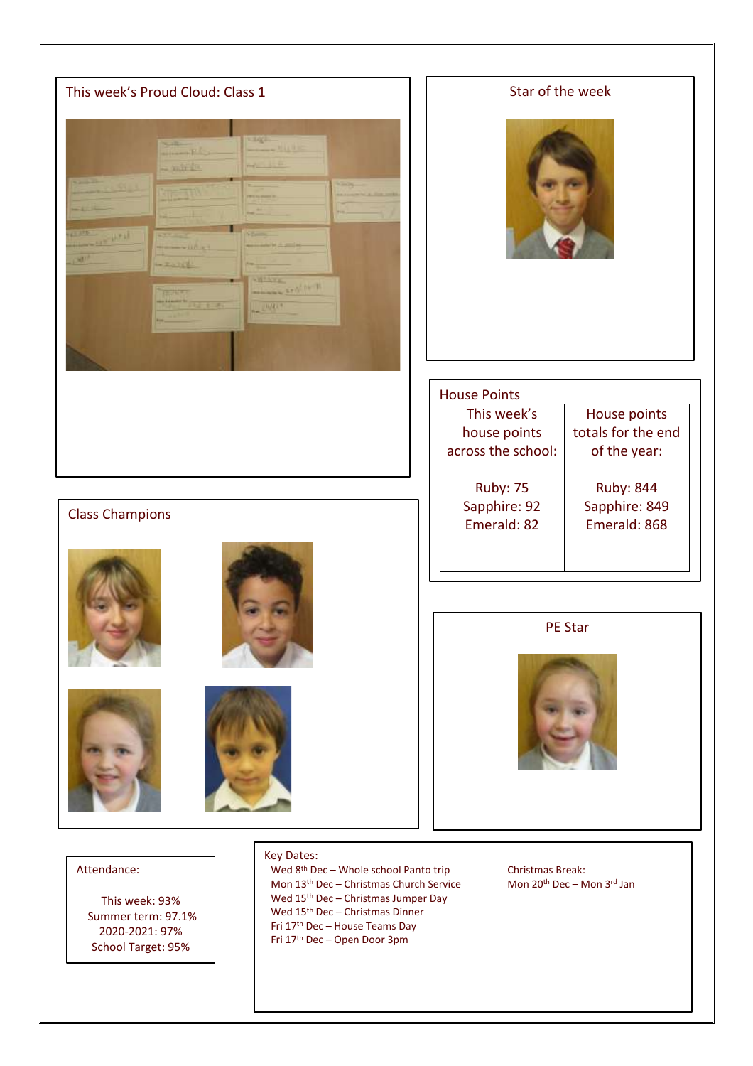## This week's Proud Cloud: Class 1

## Star of the week

## House Points

| This week's house points across the school: | House points totals for the end of the year: |
|---|---|
| Ruby: 75<br>Sapphire: 92<br>Emerald: 82 | Ruby: 844<br>Sapphire: 849<br>Emerald: 868 |

## Class Champions

## PE Star

## Attendance:

This week: 93%
Summer term: 97.1%
2020-2021: 97%
School Target: 95%

## Key Dates:

- Wed 8th Dec – Whole school Panto trip
- Mon 13th Dec – Christmas Church Service
- Wed 15th Dec – Christmas Jumper Day
- Wed 15th Dec – Christmas Dinner
- Fri 17th Dec – House Teams Day
- Fri 17th Dec – Open Door 3pm

Christmas Break:
Mon 20th Dec – Mon 3rd Jan